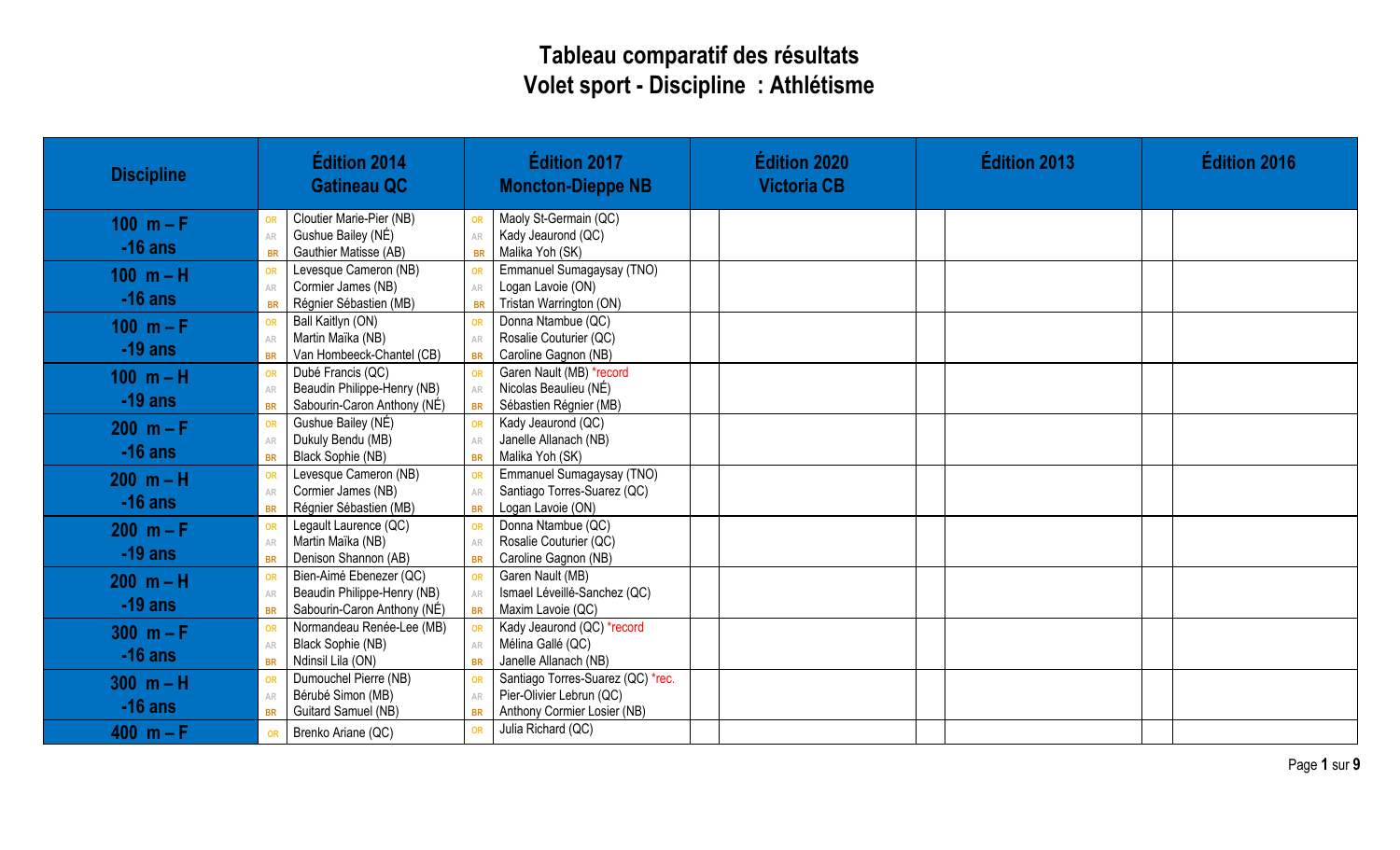# Tableau comparatif des résultats
## Volet sport - Discipline : Athlétisme

| Discipline | Édition 2014 Gatineau QC | | Édition 2017 Moncton-Dieppe NB | | Édition 2020 Victoria CB | | Édition 2013 | | Édition 2016 | |
|---|---|---|---|---|---|---|---|---|---|---|
| 100 m – F -16 ans | OR | Cloutier Marie-Pier (NB) | OR | Maoly St-Germain (QC) | | | | | | |
| | AR | Gushue Bailey (NÉ) | AR | Kady Jeaurond (QC) | | | | | | |
| | BR | Gauthier Matisse (AB) | BR | Malika Yoh (SK) | | | | | | |
| 100 m – H -16 ans | OR | Levesque Cameron (NB) | OR | Emmanuel Sumagaysay (TNO) | | | | | | |
| | AR | Cormier James (NB) | AR | Logan Lavoie (ON) | | | | | | |
| | BR | Régnier Sébastien (MB) | BR | Tristan Warrington (ON) | | | | | | |
| 100 m – F -19 ans | OR | Ball Kaitlyn (ON) | OR | Donna Ntambue (QC) | | | | | | |
| | AR | Martin Maïka (NB) | AR | Rosalie Couturier (QC) | | | | | | |
| | BR | Van Hombeeck-Chantel (CB) | BR | Caroline Gagnon (NB) | | | | | | |
| 100 m – H -19 ans | OR | Dubé Francis (QC) | OR | Garen Nault (MB) *record | | | | | | |
| | AR | Beaudin Philippe-Henry (NB) | AR | Nicolas Beaulieu (NÉ) | | | | | | |
| | BR | Sabourin-Caron Anthony (NÉ) | BR | Sébastien Régnier (MB) | | | | | | |
| 200 m – F -16 ans | OR | Gushue Bailey (NÉ) | OR | Kady Jeaurond (QC) | | | | | | |
| | AR | Dukuly Bendu (MB) | AR | Janelle Allanach (NB) | | | | | | |
| | BR | Black Sophie (NB) | BR | Malika Yoh (SK) | | | | | | |
| 200 m – H -16 ans | OR | Levesque Cameron (NB) | OR | Emmanuel Sumagaysay (TNO) | | | | | | |
| | AR | Cormier James (NB) | AR | Santiago Torres-Suarez (QC) | | | | | | |
| | BR | Régnier Sébastien (MB) | BR | Logan Lavoie (ON) | | | | | | |
| 200 m – F -19 ans | OR | Legault Laurence (QC) | OR | Donna Ntambue (QC) | | | | | | |
| | AR | Martin Maïka (NB) | AR | Rosalie Couturier (QC) | | | | | | |
| | BR | Denison Shannon (AB) | BR | Caroline Gagnon (NB) | | | | | | |
| 200 m – H -19 ans | OR | Bien-Aimé Ebenezer (QC) | OR | Garen Nault (MB) | | | | | | |
| | AR | Beaudin Philippe-Henry (NB) | AR | Ismael Léveillé-Sanchez (QC) | | | | | | |
| | BR | Sabourin-Caron Anthony (NÉ) | BR | Maxim Lavoie (QC) | | | | | | |
| 300 m – F -16 ans | OR | Normandeau Renée-Lee (MB) | OR | Kady Jeaurond (QC) *record | | | | | | |
| | AR | Black Sophie (NB) | AR | Mélina Gallé (QC) | | | | | | |
| | BR | Ndinsil Lila (ON) | BR | Janelle Allanach (NB) | | | | | | |
| 300 m – H -16 ans | OR | Dumouchel Pierre (NB) | OR | Santiago Torres-Suarez (QC) *rec. | | | | | | |
| | AR | Bérubé Simon (MB) | AR | Pier-Olivier Lebrun (QC) | | | | | | |
| | BR | Guitard Samuel (NB) | BR | Anthony Cormier Losier (NB) | | | | | | |
| 400 m – F | OR | Brenko Ariane (QC) | OR | Julia Richard (QC) | | | | | | |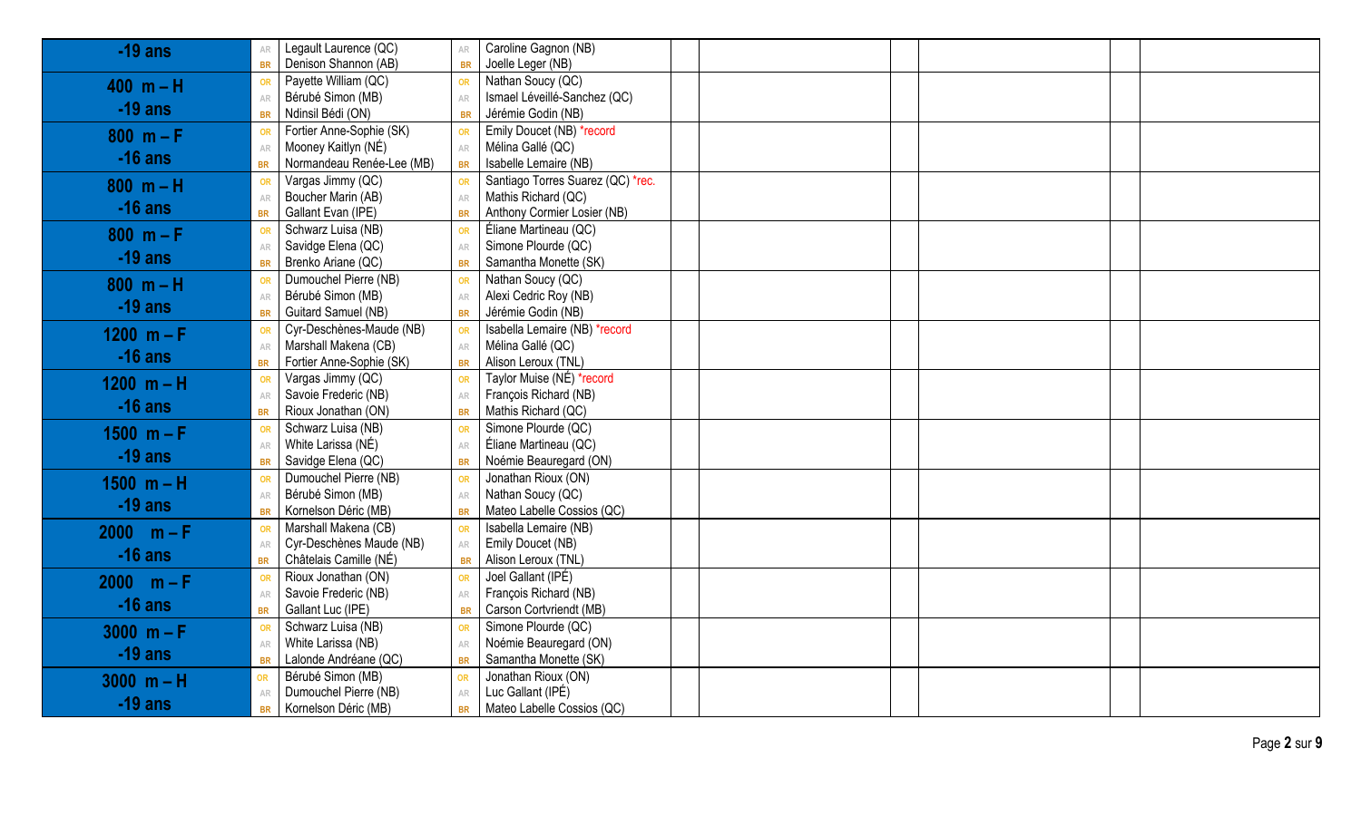| Épreuve | | | | | | | | | |
|---|---|---|---|---|---|---|---|---|---|
| -19 ans | AR | Legault Laurence (QC) | AR | Caroline Gagnon (NB) | | | | | |
| | BR | Denison Shannon (AB) | BR | Joelle Leger (NB) | | | | | |
| 400 m – H -19 ans | OR | Payette William (QC) | OR | Nathan Soucy (QC) | | | | | |
| | AR | Bérubé Simon (MB) | AR | Ismael Léveillé-Sanchez (QC) | | | | | |
| | BR | Ndinsil Bédi (ON) | BR | Jérémie Godin (NB) | | | | | |
| 800 m – F -16 ans | OR | Fortier Anne-Sophie (SK) | OR | Emily Doucet (NB) *record | | | | | |
| | AR | Mooney Kaitlyn (NÉ) | AR | Mélina Gallé (QC) | | | | | |
| | BR | Normandeau Renée-Lee (MB) | BR | Isabelle Lemaire (NB) | | | | | |
| 800 m – H -16 ans | OR | Vargas Jimmy (QC) | OR | Santiago Torres Suarez (QC) *rec. | | | | | |
| | AR | Boucher Marin (AB) | AR | Mathis Richard (QC) | | | | | |
| | BR | Gallant Evan (IPE) | BR | Anthony Cormier Losier (NB) | | | | | |
| 800 m – F -19 ans | OR | Schwarz Luisa (NB) | OR | Éliane Martineau (QC) | | | | | |
| | AR | Savidge Elena (QC) | AR | Simone Plourde (QC) | | | | | |
| | BR | Brenko Ariane (QC) | BR | Samantha Monette (SK) | | | | | |
| 800 m – H -19 ans | OR | Dumouchel Pierre (NB) | OR | Nathan Soucy (QC) | | | | | |
| | AR | Bérubé Simon (MB) | AR | Alexi Cedric Roy (NB) | | | | | |
| | BR | Guitard Samuel (NB) | BR | Jérémie Godin (NB) | | | | | |
| 1200 m – F -16 ans | OR | Cyr-Deschènes-Maude (NB) | OR | Isabella Lemaire (NB) *record | | | | | |
| | AR | Marshall Makena (CB) | AR | Mélina Gallé (QC) | | | | | |
| | BR | Fortier Anne-Sophie (SK) | BR | Alison Leroux (TNL) | | | | | |
| 1200 m – H -16 ans | OR | Vargas Jimmy (QC) | OR | Taylor Muise (NÉ) *record | | | | | |
| | AR | Savoie Frederic (NB) | AR | François Richard (NB) | | | | | |
| | BR | Rioux Jonathan (ON) | BR | Mathis Richard (QC) | | | | | |
| 1500 m – F -19 ans | OR | Schwarz Luisa (NB) | OR | Simone Plourde (QC) | | | | | |
| | AR | White Larissa (NÉ) | AR | Éliane Martineau (QC) | | | | | |
| | BR | Savidge Elena (QC) | BR | Noémie Beauregard (ON) | | | | | |
| 1500 m – H -19 ans | OR | Dumouchel Pierre (NB) | OR | Jonathan Rioux (ON) | | | | | |
| | AR | Bérubé Simon (MB) | AR | Nathan Soucy (QC) | | | | | |
| | BR | Kornelson Déric (MB) | BR | Mateo Labelle Cossios (QC) | | | | | |
| 2000 m – F -16 ans | OR | Marshall Makena (CB) | OR | Isabella Lemaire (NB) | | | | | |
| | AR | Cyr-Deschènes Maude (NB) | AR | Emily Doucet (NB) | | | | | |
| | BR | Châtelais Camille (NÉ) | BR | Alison Leroux (TNL) | | | | | |
| 2000 m – F -16 ans | OR | Rioux Jonathan (ON) | OR | Joel Gallant (IPÉ) | | | | | |
| | AR | Savoie Frederic (NB) | AR | François Richard (NB) | | | | | |
| | BR | Gallant Luc (IPE) | BR | Carson Cortvriendt (MB) | | | | | |
| 3000 m – F -19 ans | OR | Schwarz Luisa (NB) | OR | Simone Plourde (QC) | | | | | |
| | AR | White Larissa (NB) | AR | Noémie Beauregard (ON) | | | | | |
| | BR | Lalonde Andréane (QC) | BR | Samantha Monette (SK) | | | | | |
| 3000 m – H -19 ans | OR | Bérubé Simon (MB) | OR | Jonathan Rioux (ON) | | | | | |
| | AR | Dumouchel Pierre (NB) | AR | Luc Gallant (IPÉ) | | | | | |
| | BR | Kornelson Déric (MB) | BR | Mateo Labelle Cossios (QC) | | | | | |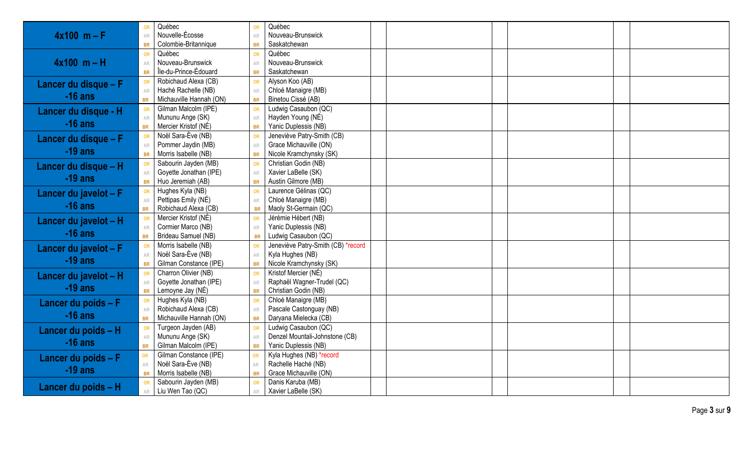| Épreuve | | | | | | | | | | |
|---|---|---|---|---|---|---|---|---|---|---|
| **4x100 m – F** | OR | Québec | OR | Québec | | | | | | |
| | AR | Nouvelle-Écosse | AR | Nouveau-Brunswick | | | | | | |
| | BR | Colombie-Britannique | BR | Saskatchewan | | | | | | |
| **4x100 m – H** | OR | Québec | OR | Québec | | | | | | |
| | AR | Nouveau-Brunswick | AR | Nouveau-Brunswick | | | | | | |
| | BR | Île-du-Prince-Édouard | BR | Saskatchewan | | | | | | |
| **Lancer du disque – F -16 ans** | OR | Robichaud Alexa (CB) | OR | Alyson Koo (AB) | | | | | | |
| | AR | Haché Rachelle (NB) | AR | Chloé Manaigre (MB) | | | | | | |
| | BR | Michauville Hannah (ON) | BR | Binetou Cissé (AB) | | | | | | |
| **Lancer du disque - H -16 ans** | OR | Gilman Malcolm (IPE) | OR | Ludwig Casaubon (QC) | | | | | | |
| | AR | Mununu Ange (SK) | AR | Hayden Young (NÉ) | | | | | | |
| | BR | Mercier Kristof (NÉ) | BR | Yanic Duplessis (NB) | | | | | | |
| **Lancer du disque – F -19 ans** | OR | Noël Sara-Ève (NB) | OR | Jeneviève Patry-Smith (CB) | | | | | | |
| | AR | Pommer Jaydin (MB) | AR | Grace Michauville (ON) | | | | | | |
| | BR | Morris Isabelle (NB) | BR | Nicole Kramchynsky (SK) | | | | | | |
| **Lancer du disque – H -19 ans** | OR | Sabourin Jayden (MB) | OR | Christian Godin (NB) | | | | | | |
| | AR | Goyette Jonathan (IPE) | AR | Xavier LaBelle (SK) | | | | | | |
| | BR | Huo Jeremiah (AB) | BR | Austin Gilmore (MB) | | | | | | |
| **Lancer du javelot – F -16 ans** | OR | Hughes Kyla (NB) | OR | Laurence Gélinas (QC) | | | | | | |
| | AR | Pettipas Emily (NÉ) | AR | Chloé Manaigre (MB) | | | | | | |
| | BR | Robichaud Alexa (CB) | BR | Maoly St-Germain (QC) | | | | | | |
| **Lancer du javelot – H -16 ans** | OR | Mercier Kristof (NÉ) | OR | Jérémie Hébert (NB) | | | | | | |
| | AR | Cormier Marco (NB) | AR | Yanic Duplessis (NB) | | | | | | |
| | BR | Brideau Samuel (NB) | BR | Ludwig Casaubon (QC) | | | | | | |
| **Lancer du javelot – F -19 ans** | OR | Morris Isabelle (NB) | OR | Jeneviève Patry-Smith (CB) *record | | | | | | |
| | AR | Noël Sara-Ève (NB) | AR | Kyla Hughes (NB) | | | | | | |
| | BR | Gilman Constance (IPE) | BR | Nicole Kramchynsky (SK) | | | | | | |
| **Lancer du javelot – H -19 ans** | OR | Charron Olivier (NB) | OR | Kristof Mercier (NÉ) | | | | | | |
| | AR | Goyette Jonathan (IPE) | AR | Raphaël Wagner-Trudel (QC) | | | | | | |
| | BR | Lemoyne Jay (NÉ) | BR | Christian Godin (NB) | | | | | | |
| **Lancer du poids – F -16 ans** | OR | Hughes Kyla (NB) | OR | Chloé Manaigre (MB) | | | | | | |
| | AR | Robichaud Alexa (CB) | AR | Pascale Castonguay (NB) | | | | | | |
| | BR | Michauville Hannah (ON) | BR | Daryana Mielecka (CB) | | | | | | |
| **Lancer du poids – H -16 ans** | OR | Turgeon Jayden (AB) | OR | Ludwig Casaubon (QC) | | | | | | |
| | AR | Mununu Ange (SK) | AR | Denzel Mountali-Johnstone (CB) | | | | | | |
| | BR | Gilman Malcolm (IPE) | BR | Yanic Duplessis (NB) | | | | | | |
| **Lancer du poids – F -19 ans** | OR | Gilman Constance (IPE) | OR | Kyla Hughes (NB) *record | | | | | | |
| | AR | Noël Sara-Ève (NB) | AR | Rachelle Haché (NB) | | | | | | |
| | BR | Morris Isabelle (NB) | BR | Grace Michauville (ON) | | | | | | |
| **Lancer du poids – H** | OR | Sabourin Jayden (MB) | OR | Danis Karuba (MB) | | | | | | |
| | AR | Liu Wen Tao (QC) | AR | Xavier LaBelle (SK) | | | | | | |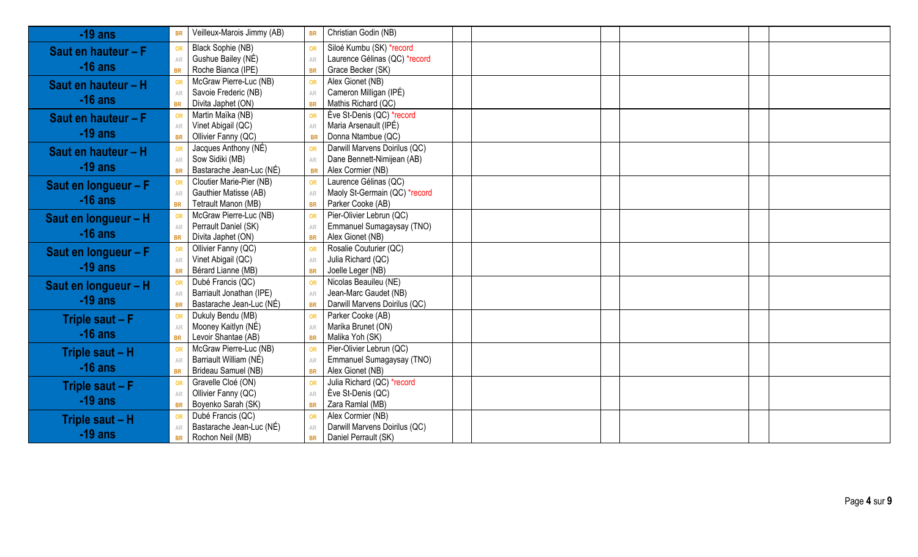| | | | | | | | | | | |
|---|---|---|---|---|---|---|---|---|---|---|
| **-19 ans** | BR | Veilleux-Marois Jimmy (AB) | BR | Christian Godin (NB) | | | | | | |
| **Saut en hauteur – F -16 ans** | OR | Black Sophie (NB) | OR | Siloé Kumbu (SK) *record | | | | | | |
| | AR | Gushue Bailey (NÉ) | AR | Laurence Gélinas (QC) *record | | | | | | |
| | BR | Roche Bianca (IPE) | BR | Grace Becker (SK) | | | | | | |
| **Saut en hauteur – H -16 ans** | OR | McGraw Pierre-Luc (NB) | OR | Alex Gionet (NB) | | | | | | |
| | AR | Savoie Frederic (NB) | AR | Cameron Milligan (IPÉ) | | | | | | |
| | BR | Divita Japhet (ON) | BR | Mathis Richard (QC) | | | | | | |
| **Saut en hauteur – F -19 ans** | OR | Martin Maïka (NB) | OR | Ève St-Denis (QC) *record | | | | | | |
| | AR | Vinet Abigail (QC) | AR | Maria Arsenault (IPÉ) | | | | | | |
| | BR | Ollivier Fanny (QC) | BR | Donna Ntambue (QC) | | | | | | |
| **Saut en hauteur – H -19 ans** | OR | Jacques Anthony (NÉ) | OR | Darwill Marvens Doirilus (QC) | | | | | | |
| | AR | Sow Sidiki (MB) | AR | Dane Bennett-Nimijean (AB) | | | | | | |
| | BR | Bastarache Jean-Luc (NÉ) | BR | Alex Cormier (NB) | | | | | | |
| **Saut en longueur – F -16 ans** | OR | Cloutier Marie-Pier (NB) | OR | Laurence Gélinas (QC) | | | | | | |
| | AR | Gauthier Matisse (AB) | AR | Maoly St-Germain (QC) *record | | | | | | |
| | BR | Tetrault Manon (MB) | BR | Parker Cooke (AB) | | | | | | |
| **Saut en longueur – H -16 ans** | OR | McGraw Pierre-Luc (NB) | OR | Pier-Olivier Lebrun (QC) | | | | | | |
| | AR | Perrault Daniel (SK) | AR | Emmanuel Sumagaysay (TNO) | | | | | | |
| | BR | Divita Japhet (ON) | BR | Alex Gionet (NB) | | | | | | |
| **Saut en longueur – F -19 ans** | OR | Ollivier Fanny (QC) | OR | Rosalie Couturier (QC) | | | | | | |
| | AR | Vinet Abigail (QC) | AR | Julia Richard (QC) | | | | | | |
| | BR | Bérard Lianne (MB) | BR | Joelle Leger (NB) | | | | | | |
| **Saut en longueur – H -19 ans** | OR | Dubé Francis (QC) | OR | Nicolas Beauileu (NE) | | | | | | |
| | AR | Barriault Jonathan (IPE) | AR | Jean-Marc Gaudet (NB) | | | | | | |
| | BR | Bastarache Jean-Luc (NÉ) | BR | Darwill Marvens Doirilus (QC) | | | | | | |
| **Triple saut – F -16 ans** | OR | Dukuly Bendu (MB) | OR | Parker Cooke (AB) | | | | | | |
| | AR | Mooney Kaitlyn (NÉ) | AR | Marika Brunet (ON) | | | | | | |
| | BR | Levoir Shantae (AB) | BR | Malika Yoh (SK) | | | | | | |
| **Triple saut – H -16 ans** | OR | McGraw Pierre-Luc (NB) | OR | Pier-Olivier Lebrun (QC) | | | | | | |
| | AR | Barriault William (NÉ) | AR | Emmanuel Sumagaysay (TNO) | | | | | | |
| | BR | Brideau Samuel (NB) | BR | Alex Gionet (NB) | | | | | | |
| **Triple saut – F -19 ans** | OR | Gravelle Cloé (ON) | OR | Julia Richard (QC) *record | | | | | | |
| | AR | Ollivier Fanny (QC) | AR | Ève St-Denis (QC) | | | | | | |
| | BR | Boyenko Sarah (SK) | BR | Zara Ramlal (MB) | | | | | | |
| **Triple saut – H -19 ans** | OR | Dubé Francis (QC) | OR | Alex Cormier (NB) | | | | | | |
| | AR | Bastarache Jean-Luc (NÉ) | AR | Darwill Marvens Doirilus (QC) | | | | | | |
| | BR | Rochon Neil (MB) | BR | Daniel Perrault (SK) | | | | | | |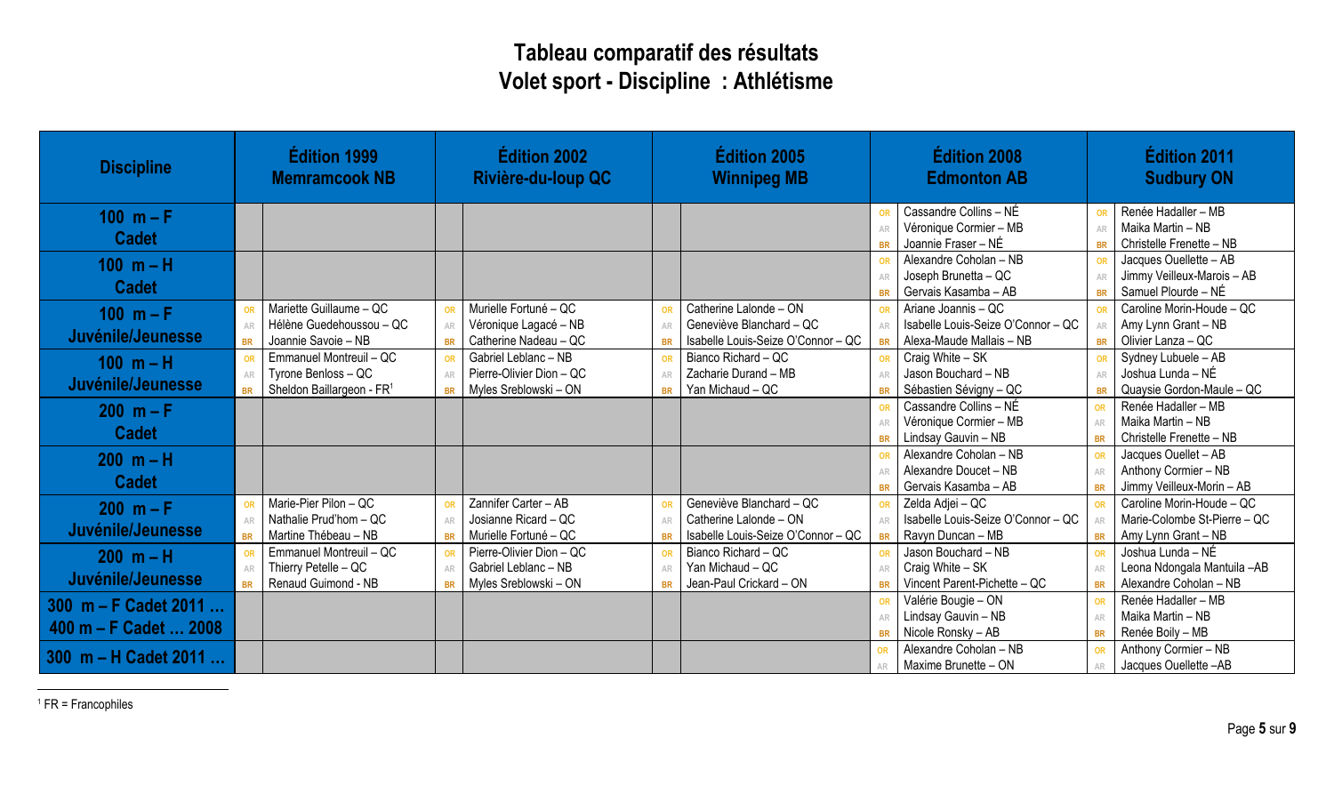# Tableau comparatif des résultats
## Volet sport - Discipline : Athlétisme

| Discipline | Édition 1999 Memramcook NB | | Édition 2002 Rivière-du-loup QC | | Édition 2005 Winnipeg MB | | Édition 2008 Edmonton AB | | Édition 2011 Sudbury ON | |
|---|---|---|---|---|---|---|---|---|---|---|
| 100 m – F Cadet | | | | | | | OR<br>AR<br>BR | Cassandre Collins – NÉ<br>Véronique Cormier – MB<br>Joannie Fraser – NÉ | OR<br>AR<br>BR | Renée Hadaller – MB<br>Maika Martin – NB<br>Christelle Frenette – NB |
| 100 m – H Cadet | | | | | | | OR<br>AR<br>BR | Alexandre Coholan – NB<br>Joseph Brunetta – QC<br>Gervais Kasamba – AB | OR<br>AR<br>BR | Jacques Ouellette – AB<br>Jimmy Veilleux-Marois – AB<br>Samuel Plourde – NÉ |
| 100 m – F Juvénile/Jeunesse | OR<br>AR<br>BR | Mariette Guillaume – QC<br>Hélène Guedehoussou – QC<br>Joannie Savoie – NB | OR<br>AR<br>BR | Murielle Fortuné – QC<br>Véronique Lagacé – NB<br>Catherine Nadeau – QC | OR<br>AR<br>BR | Catherine Lalonde – ON<br>Geneviève Blanchard – QC<br>Isabelle Louis-Seize O'Connor – QC | OR<br>AR<br>BR | Ariane Joannis – QC<br>Isabelle Louis-Seize O'Connor – QC<br>Alexa-Maude Mallais – NB | OR<br>AR<br>BR | Caroline Morin-Houde – QC<br>Amy Lynn Grant – NB<br>Olivier Lanza – QC |
| 100 m – H Juvénile/Jeunesse | OR<br>AR<br>BR | Emmanuel Montreuil – QC<br>Tyrone Benloss – QC<br>Sheldon Baillargeon - FR[1] | OR<br>AR<br>BR | Gabriel Leblanc – NB<br>Pierre-Olivier Dion – QC<br>Myles Sreblowski – ON | OR<br>AR<br>BR | Bianco Richard – QC<br>Zacharie Durand – MB<br>Yan Michaud – QC | OR<br>AR<br>BR | Craig White – SK<br>Jason Bouchard – NB<br>Sébastien Sévigny – QC | OR<br>AR<br>BR | Sydney Lubuele – AB<br>Joshua Lunda – NÉ<br>Quaysie Gordon-Maule – QC |
| 200 m – F Cadet | | | | | | | OR<br>AR<br>BR | Cassandre Collins – NÉ<br>Véronique Cormier – MB<br>Lindsay Gauvin – NB | OR<br>AR<br>BR | Renée Hadaller – MB<br>Maika Martin – NB<br>Christelle Frenette – NB |
| 200 m – H Cadet | | | | | | | OR<br>AR<br>BR | Alexandre Coholan – NB<br>Alexandre Doucet – NB<br>Gervais Kasamba – AB | OR<br>AR<br>BR | Jacques Ouellet – AB<br>Anthony Cormier – NB<br>Jimmy Veilleux-Morin – AB |
| 200 m – F Juvénile/Jeunesse | OR<br>AR<br>BR | Marie-Pier Pilon – QC<br>Nathalie Prud'hom – QC<br>Martine Thébeau – NB | OR<br>AR<br>BR | Zannifer Carter – AB<br>Josianne Ricard – QC<br>Murielle Fortuné – QC | OR<br>AR<br>BR | Geneviève Blanchard – QC<br>Catherine Lalonde – ON<br>Isabelle Louis-Seize O'Connor – QC | OR<br>AR<br>BR | Zelda Adjei – QC<br>Isabelle Louis-Seize O'Connor – QC<br>Ravyn Duncan – MB | OR<br>AR<br>BR | Caroline Morin-Houde – QC<br>Marie-Colombe St-Pierre – QC<br>Amy Lynn Grant – NB |
| 200 m – H Juvénile/Jeunesse | OR<br>AR<br>BR | Emmanuel Montreuil – QC<br>Thierry Petelle – QC<br>Renaud Guimond - NB | OR<br>AR<br>BR | Pierre-Olivier Dion – QC<br>Gabriel Leblanc – NB<br>Myles Sreblowski – ON | OR<br>AR<br>BR | Bianco Richard – QC<br>Yan Michaud – QC<br>Jean-Paul Crickard – ON | OR<br>AR<br>BR | Jason Bouchard – NB<br>Craig White – SK<br>Vincent Parent-Pichette – QC | OR<br>AR<br>BR | Joshua Lunda – NÉ<br>Leona Ndongala Muntuila –AB<br>Alexandre Coholan – NB |
| 300 m – F Cadet 2011 … 400 m – F Cadet … 2008 | | | | | | | OR<br>AR<br>BR | Valérie Bougie – ON<br>Lindsay Gauvin – NB<br>Nicole Ronsky – AB | OR<br>AR<br>BR | Renée Hadaller – MB<br>Maika Martin – NB<br>Renée Boily – MB |
| 300 m – H Cadet 2011 … | | | | | | | OR<br>AR | Alexandre Coholan – NB<br>Maxime Brunette – ON | OR<br>AR | Anthony Cormier – NB<br>Jacques Ouellette –AB |

[1] FR = Francophiles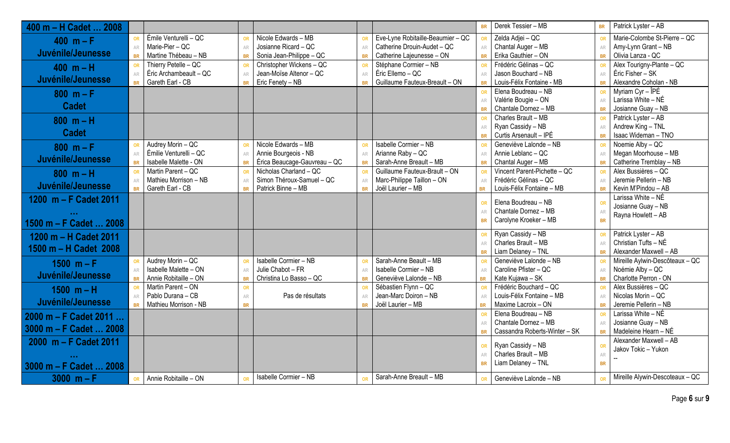| 400 m – H Cadet … 2008 | | | | | | | BR | Derek Tessier – MB | BR | Patrick Lyster – AB |
|---|---|---|---|---|---|---|---|---|---|---|
| 400 m – F Juvénile/Jeunesse | OR<br>AR<br>BR | Émile Venturelli – QC<br>Marie-Pier – QC<br>Martine Thébeau – NB | OR<br>AR<br>BR | Nicole Edwards – MB<br>Josianne Ricard – QC<br>Sonia Jean-Philippe – QC | OR<br>AR<br>BR | Eve-Lyne Robitaille-Beaumier – QC<br>Catherine Drouin-Audet – QC<br>Catherine Lajeunesse – ON | OR<br>AR<br>BR | Zelda Adjei – QC<br>Chantal Auger – MB<br>Erika Gauthier – ON | OR<br>AR<br>BR | Marie-Colombe St-Pierre – QC<br>Amy-Lynn Grant – NB<br>Olivia Lanza - QC |
| 400 m – H Juvénile/Jeunesse | OR<br>AR<br>BR | Thierry Petelle – QC<br>Éric Archambeault – QC<br>Gareth Earl - CB | OR<br>AR<br>BR | Christopher Wickens – QC<br>Jean-Moïse Altenor – QC<br>Eric Fenety – NB | OR<br>AR<br>BR | Stéphane Cormier – NB<br>Éric Ellemo – QC<br>Guillaume Fauteux-Breault – ON | OR<br>AR<br>BR | Frédéric Gélinas – QC<br>Jason Bouchard – NB<br>Louis-Félix Fontaine - MB | OR<br>AR<br>BR | Alex Tourigny-Plante – QC<br>Éric Fisher – SK<br>Alexandre Coholan - NB |
| 800 m – F Cadet | | | | | | | OR<br>AR<br>BR | Elena Boudreau – NB<br>Valérie Bougie – ON<br>Chantale Dornez – MB | OR<br>AR<br>BR | Myriam Cyr – ÎPÉ<br>Larissa White – NÉ<br>Josianne Guay – NB |
| 800 m – H Cadet | | | | | | | OR<br>AR<br>BR | Charles Brault – MB<br>Ryan Cassidy – NB<br>Curtis Arsenault – IPÉ | OR<br>AR<br>BR | Patrick Lyster – AB<br>Andrew King – TNL<br>Isaac Wideman – TNO |
| 800 m – F Juvénile/Jeunesse | OR<br>AR<br>BR | Audrey Morin – QC<br>Émilie Venturelli – QC<br>Isabelle Malette - ON | OR<br>AR<br>BR | Nicole Edwards – MB<br>Annie Bourgeois - NB<br>Érica Beaucage-Gauvreau – QC | OR<br>AR<br>BR | Isabelle Cormier – NB<br>Arianne Raby – QC<br>Sarah-Anne Breault – MB | OR<br>AR<br>BR | Geneviève Lalonde – NB<br>Annie Leblanc – QC<br>Chantal Auger – MB | OR<br>AR<br>BR | Noemie Alby – QC<br>Megan Moorhouse – MB<br>Catherine Tremblay – NB |
| 800 m – H Juvénile/Jeunesse | OR<br>AR<br>BR | Martin Parent – QC<br>Mathieu Morrison – NB<br>Gareth Earl - CB | OR<br>AR<br>BR | Nicholas Charland – QC<br>Simon Théroux-Samuel – QC<br>Patrick Binne – MB | OR<br>AR<br>BR | Guillaume Fauteux-Brault – ON<br>Marc-Philippe Taillon – ON<br>Joël Laurier – MB | OR<br>AR<br>BR | Vincent Parent-Pichette – QC<br>Frédéric Gélinas – QC<br>Louis-Félix Fontaine – MB | OR<br>AR<br>BR | Alex Bussières – QC<br>Jeremie Pellerin – NB<br>Kevin M'Pindou – AB |
| 1200 m – F Cadet 2011 … 1500 m – F Cadet … 2008 | | | | | | | OR<br>AR<br>BR | Elena Boudreau – NB<br>Chantale Dornez – MB<br>Carolyne Kroeker – MB | OR<br>AR<br>BR | Larissa White – NÉ<br>Josianne Guay – NB<br>Rayna Howlett – AB |
| 1200 m – H Cadet 2011<br>1500 m – H Cadet 2008 | | | | | | | OR<br>AR<br>BR | Ryan Cassidy – NB<br>Charles Brault – MB<br>Liam Delaney – TNL | OR<br>AR<br>BR | Patrick Lyster – AB<br>Christian Tufts – NÉ<br>Alexander Maxwell – AB |
| 1500 m – F Juvénile/Jeunesse | OR<br>AR<br>BR | Audrey Morin – QC<br>Isabelle Malette – ON<br>Annie Robitaille – ON | OR<br>AR<br>BR | Isabelle Cormier – NB<br>Julie Chabot – FR<br>Christina Lo Basso – QC | OR<br>AR<br>BR | Sarah-Anne Beault – MB<br>Isabelle Cormier – NB<br>Geneviève Lalonde – NB | OR<br>AR<br>BR | Geneviève Lalonde – NB<br>Caroline Pfister – QC<br>Kate Kujawa – SK | OR<br>AR<br>BR | Mireille Aylwin-Descôteaux – QC<br>Noémie Alby – QC<br>Charlotte Perron - ON |
| 1500 m – H Juvénile/Jeunesse | OR<br>AR<br>BR | Martin Parent – ON<br>Pablo Durana – CB<br>Mathieu Morrison - NB | OR<br>AR<br>BR | Pas de résultats | OR<br>AR<br>BR | Sébastien Flynn – QC<br>Jean-Marc Doiron – NB<br>Joël Laurier – MB | OR<br>AR<br>BR | Frédéric Bouchard – QC<br>Louis-Félix Fontaine – MB<br>Maxime Lacroix – ON | OR<br>AR<br>BR | Alex Bussières – QC<br>Nicolas Morin – QC<br>Jeremie Pellerin – NB |
| 2000 m – F Cadet 2011 …<br>3000 m – F Cadet … 2008 | | | | | | | OR<br>AR<br>BR | Elena Boudreau – NB<br>Chantale Dornez – MB<br>Cassandra Roberts-Winter – SK | OR<br>AR<br>BR | Larissa White – NÉ<br>Josianne Guay – NB<br>Madeleine Hearn – NÉ |
| 2000 m – F Cadet 2011 … 3000 m – F Cadet … 2008 | | | | | | | OR<br>AR<br>BR | Ryan Cassidy – NB<br>Charles Brault – MB<br>Liam Delaney – TNL | OR<br>AR<br>BR | Alexander Maxwell – AB<br>Jakov Tokic – Yukon<br>-- |
| 3000 m – F | OR | Annie Robitaille – ON | OR | Isabelle Cormier – NB | OR | Sarah-Anne Breault – MB | OR | Geneviève Lalonde – NB | OR | Mireille Alywin-Descoteaux – QC |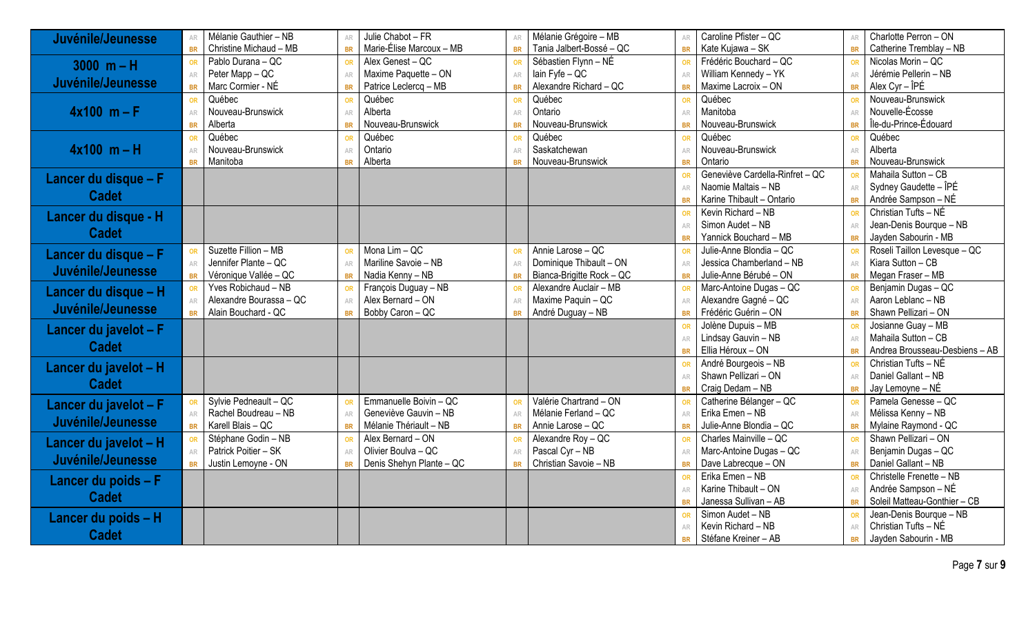| | | | | | | | | | | |
|---|---|---|---|---|---|---|---|---|---|---|
| **Juvénile/Jeunesse** | AR | Mélanie Gauthier – NB | AR | Julie Chabot – FR | AR | Mélanie Grégoire – MB | AR | Caroline Pfister – QC | AR | Charlotte Perron – ON |
| | BR | Christine Michaud – MB | BR | Marie-Élise Marcoux – MB | BR | Tania Jalbert-Bossé – QC | BR | Kate Kujawa – SK | BR | Catherine Tremblay – NB |
| **3000 m – H Juvénile/Jeunesse** | OR | Pablo Durana – QC | OR | Alex Genest – QC | OR | Sébastien Flynn – NÉ | OR | Frédéric Bouchard – QC | OR | Nicolas Morin – QC |
| | AR | Peter Mapp – QC | AR | Maxime Paquette – ON | AR | Iain Fyfe – QC | AR | William Kennedy – YK | AR | Jérémie Pellerin – NB |
| | BR | Marc Cormier - NÉ | BR | Patrice Leclercq – MB | BR | Alexandre Richard – QC | BR | Maxime Lacroix – ON | BR | Alex Cyr – ÎPÉ |
| **4x100 m – F** | OR | Québec | OR | Québec | OR | Québec | OR | Québec | OR | Nouveau-Brunswick |
| | AR | Nouveau-Brunswick | AR | Alberta | AR | Ontario | AR | Manitoba | AR | Nouvelle-Écosse |
| | BR | Alberta | BR | Nouveau-Brunswick | BR | Nouveau-Brunswick | BR | Nouveau-Brunswick | BR | Île-du-Prince-Édouard |
| **4x100 m – H** | OR | Québec | OR | Québec | OR | Québec | OR | Québec | OR | Québec |
| | AR | Nouveau-Brunswick | AR | Ontario | AR | Saskatchewan | AR | Nouveau-Brunswick | AR | Alberta |
| | BR | Manitoba | BR | Alberta | BR | Nouveau-Brunswick | BR | Ontario | BR | Nouveau-Brunswick |
| **Lancer du disque – F Cadet** | | | | | | | OR | Geneviève Cardella-Rinfret – QC | OR | Mahaila Sutton – CB |
| | | | | | | | AR | Naomie Maltais – NB | AR | Sydney Gaudette – ÎPÉ |
| | | | | | | | BR | Karine Thibault – Ontario | BR | Andrée Sampson – NÉ |
| **Lancer du disque - H Cadet** | | | | | | | OR | Kevin Richard – NB | OR | Christian Tufts – NÉ |
| | | | | | | | AR | Simon Audet – NB | AR | Jean-Denis Bourque – NB |
| | | | | | | | BR | Yannick Bouchard – MB | BR | Jayden Sabourin - MB |
| **Lancer du disque – F Juvénile/Jeunesse** | OR | Suzette Fillion – MB | OR | Mona Lim – QC | OR | Annie Larose – QC | OR | Julie-Anne Blondia – QC | OR | Roseli Taillon Levesque – QC |
| | AR | Jennifer Plante – QC | AR | Mariline Savoie – NB | AR | Dominique Thibault – ON | AR | Jessica Chamberland – NB | AR | Kiara Sutton – CB |
| | BR | Véronique Vallée – QC | BR | Nadia Kenny – NB | BR | Bianca-Brigitte Rock – QC | BR | Julie-Anne Bérubé – ON | BR | Megan Fraser – MB |
| **Lancer du disque – H Juvénile/Jeunesse** | OR | Yves Robichaud – NB | OR | François Duguay – NB | OR | Alexandre Auclair – MB | OR | Marc-Antoine Dugas – QC | OR | Benjamin Dugas – QC |
| | AR | Alexandre Bourassa – QC | AR | Alex Bernard – ON | AR | Maxime Paquin – QC | AR | Alexandre Gagné – QC | AR | Aaron Leblanc – NB |
| | BR | Alain Bouchard - QC | BR | Bobby Caron – QC | BR | André Duguay – NB | BR | Frédéric Guérin – ON | BR | Shawn Pellizari – ON |
| **Lancer du javelot – F Cadet** | | | | | | | OR | Jolène Dupuis – MB | OR | Josianne Guay – MB |
| | | | | | | | AR | Lindsay Gauvin – NB | AR | Mahaila Sutton – CB |
| | | | | | | | BR | Ellia Héroux – ON | BR | Andrea Brousseau-Desbiens – AB |
| **Lancer du javelot – H Cadet** | | | | | | | OR | André Bourgeois – NB | OR | Christian Tufts – NÉ |
| | | | | | | | AR | Shawn Pellizari – ON | AR | Daniel Gallant – NB |
| | | | | | | | BR | Craig Dedam – NB | BR | Jay Lemoyne – NÉ |
| **Lancer du javelot – F Juvénile/Jeunesse** | OR | Sylvie Pedneault – QC | OR | Emmanuelle Boivin – QC | OR | Valérie Chartrand – ON | OR | Catherine Bélanger – QC | OR | Pamela Genesse – QC |
| | AR | Rachel Boudreau – NB | AR | Geneviève Gauvin – NB | AR | Mélanie Ferland – QC | AR | Erika Emen – NB | AR | Mélissa Kenny – NB |
| | BR | Karell Blais – QC | BR | Mélanie Thériault – NB | BR | Annie Larose – QC | BR | Julie-Anne Blondia – QC | BR | Mylaine Raymond - QC |
| **Lancer du javelot – H Juvénile/Jeunesse** | OR | Stéphane Godin – NB | OR | Alex Bernard – ON | OR | Alexandre Roy – QC | OR | Charles Mainville – QC | OR | Shawn Pellizari – ON |
| | AR | Patrick Poitier – SK | AR | Olivier Boulva – QC | AR | Pascal Cyr – NB | AR | Marc-Antoine Dugas – QC | AR | Benjamin Dugas – QC |
| | BR | Justin Lemoyne - ON | BR | Denis Shehyn Plante – QC | BR | Christian Savoie – NB | BR | Dave Labrecque – ON | BR | Daniel Gallant – NB |
| **Lancer du poids – F Cadet** | | | | | | | OR | Erika Emen – NB | OR | Christelle Frenette – NB |
| | | | | | | | AR | Karine Thibault – ON | AR | Andrée Sampson – NÉ |
| | | | | | | | BR | Janessa Sullivan – AB | BR | Soleil Matteau-Gonthier – CB |
| **Lancer du poids – H Cadet** | | | | | | | OR | Simon Audet – NB | OR | Jean-Denis Bourque – NB |
| | | | | | | | AR | Kevin Richard – NB | AR | Christian Tufts – NÉ |
| | | | | | | | BR | Stéfane Kreiner – AB | BR | Jayden Sabourin - MB |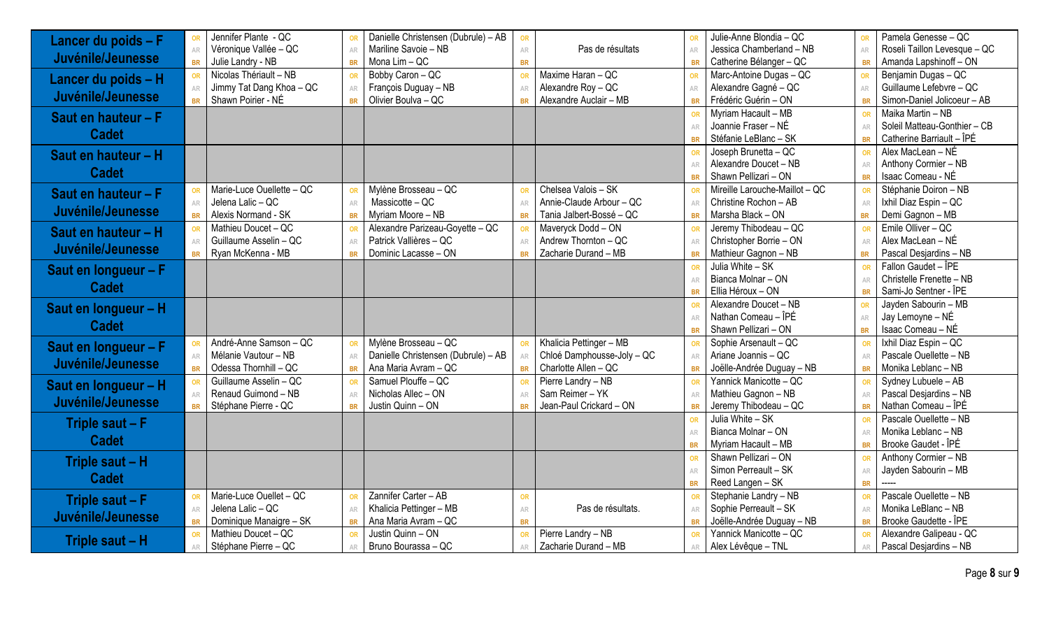| Épreuve | | | | | | | | | | |
|---|---|---|---|---|---|---|---|---|---|---|
| Lancer du poids – F Juvénile/Jeunesse | OR | Jennifer Plante - QC | OR | Danielle Christensen (Dubrule) – AB | OR | Pas de résultats | OR | Julie-Anne Blondia – QC | OR | Pamela Genesse – QC |
| | AR | Véronique Vallée – QC | AR | Mariline Savoie – NB | AR | | AR | Jessica Chamberland – NB | AR | Roseli Taillon Levesque – QC |
| | BR | Julie Landry - NB | BR | Mona Lim – QC | BR | | BR | Catherine Bélanger – QC | BR | Amanda Lapshinoff – ON |
| Lancer du poids – H Juvénile/Jeunesse | OR | Nicolas Thériault – NB | OR | Bobby Caron – QC | OR | Maxime Haran – QC | OR | Marc-Antoine Dugas – QC | OR | Benjamin Dugas – QC |
| | AR | Jimmy Tat Dang Khoa – QC | AR | François Duguay – NB | AR | Alexandre Roy – QC | AR | Alexandre Gagné – QC | AR | Guillaume Lefebvre – QC |
| | BR | Shawn Poirier - NÉ | BR | Olivier Boulva – QC | BR | Alexandre Auclair – MB | BR | Frédéric Guérin – ON | BR | Simon-Daniel Jolicoeur – AB |
| Saut en hauteur – F Cadet | | | | | | | OR | Myriam Hacault – MB | OR | Maika Martin – NB |
| | | | | | | | AR | Joannie Fraser – NÉ | AR | Soleil Matteau-Gonthier – CB |
| | | | | | | | BR | Stéfanie LeBlanc – SK | BR | Catherine Barriault – ÎPÉ |
| Saut en hauteur – H Cadet | | | | | | | OR | Joseph Brunetta – QC | OR | Alex MacLean – NÉ |
| | | | | | | | AR | Alexandre Doucet – NB | AR | Anthony Cormier – NB |
| | | | | | | | BR | Shawn Pellizari – ON | BR | Isaac Comeau - NÉ |
| Saut en hauteur – F Juvénile/Jeunesse | OR | Marie-Luce Ouellette – QC | OR | Mylène Brosseau – QC | OR | Chelsea Valois – SK | OR | Mireille Larouche-Maillot – QC | OR | Stéphanie Doiron – NB |
| | AR | Jelena Lalic – QC | AR | Massicotte – QC | AR | Annie-Claude Arbour – QC | AR | Christine Rochon – AB | AR | Ixhil Diaz Espin – QC |
| | BR | Alexis Normand - SK | BR | Myriam Moore – NB | BR | Tania Jalbert-Bossé – QC | BR | Marsha Black – ON | BR | Demi Gagnon – MB |
| Saut en hauteur – H Juvénile/Jeunesse | OR | Mathieu Doucet – QC | OR | Alexandre Parizeau-Goyette – QC | OR | Maveryck Dodd – ON | OR | Jeremy Thibodeau – QC | OR | Emile Olliver – QC |
| | AR | Guillaume Asselin – QC | AR | Patrick Vallières – QC | AR | Andrew Thornton – QC | AR | Christopher Borrie – ON | AR | Alex MacLean – NÉ |
| | BR | Ryan McKenna - MB | BR | Dominic Lacasse – ON | BR | Zacharie Durand – MB | BR | Mathieur Gagnon – NB | BR | Pascal Desjardins – NB |
| Saut en longueur – F Cadet | | | | | | | OR | Julia White – SK | OR | Fallon Gaudet – ÎPE |
| | | | | | | | AR | Bianca Molnar – ON | AR | Christelle Frenette – NB |
| | | | | | | | BR | Ellia Héroux – ON | BR | Sami-Jo Sentner - ÎPE |
| Saut en longueur – H Cadet | | | | | | | OR | Alexandre Doucet – NB | OR | Jayden Sabourin – MB |
| | | | | | | | AR | Nathan Comeau – ÎPÉ | AR | Jay Lemoyne – NÉ |
| | | | | | | | BR | Shawn Pellizari – ON | BR | Isaac Comeau – NÉ |
| Saut en longueur – F Juvénile/Jeunesse | OR | André-Anne Samson – QC | OR | Mylène Brosseau – QC | OR | Khalicia Pettinger – MB | OR | Sophie Arsenault – QC | OR | Ixhil Diaz Espin – QC |
| | AR | Mélanie Vautour – NB | AR | Danielle Christensen (Dubrule) – AB | AR | Chloé Damphousse-Joly – QC | AR | Ariane Joannis – QC | AR | Pascale Ouellette – NB |
| | BR | Odessa Thornhill – QC | BR | Ana Maria Avram – QC | BR | Charlotte Allen – QC | BR | Joëlle-Andrée Duguay – NB | BR | Monika Leblanc – NB |
| Saut en longueur – H Juvénile/Jeunesse | OR | Guillaume Asselin – QC | OR | Samuel Plouffe – QC | OR | Pierre Landry – NB | OR | Yannick Manicotte – QC | OR | Sydney Lubuele – AB |
| | AR | Renaud Guimond – NB | AR | Nicholas Allec – ON | AR | Sam Reimer – YK | AR | Mathieu Gagnon – NB | AR | Pascal Desjardins – NB |
| | BR | Stéphane Pierre - QC | BR | Justin Quinn – ON | BR | Jean-Paul Crickard – ON | BR | Jeremy Thibodeau – QC | BR | Nathan Comeau – ÎPÉ |
| Triple saut – F Cadet | | | | | | | OR | Julia White – SK | OR | Pascale Ouellette – NB |
| | | | | | | | AR | Bianca Molnar – ON | AR | Monika Leblanc – NB |
| | | | | | | | BR | Myriam Hacault – MB | BR | Brooke Gaudet - ÎPÉ |
| Triple saut – H Cadet | | | | | | | OR | Shawn Pellizari – ON | OR | Anthony Cormier – NB |
| | | | | | | | AR | Simon Perreault – SK | AR | Jayden Sabourin – MB |
| | | | | | | | BR | Reed Langen – SK | BR | ----- |
| Triple saut – F Juvénile/Jeunesse | OR | Marie-Luce Ouellet – QC | OR | Zannifer Carter – AB | OR | Pas de résultats. | OR | Stephanie Landry – NB | OR | Pascale Ouellette – NB |
| | AR | Jelena Lalic – QC | AR | Khalicia Pettinger – MB | AR | | AR | Sophie Perreault – SK | AR | Monika LeBlanc – NB |
| | BR | Dominique Managire – SK | BR | Ana Maria Avram – QC | BR | | BR | Joëlle-Andrée Duguay – NB | BR | Brooke Gaudette - ÎPE |
| Triple saut – H | OR | Mathieu Doucet – QC | OR | Justin Quinn – ON | OR | Pierre Landry – NB | OR | Yannick Manicotte – QC | OR | Alexandre Galipeau - QC |
| | AR | Stéphane Pierre – QC | AR | Bruno Bourassa – QC | AR | Zacharie Durand – MB | AR | Alex Lévêque – TNL | AR | Pascal Desjardins – NB |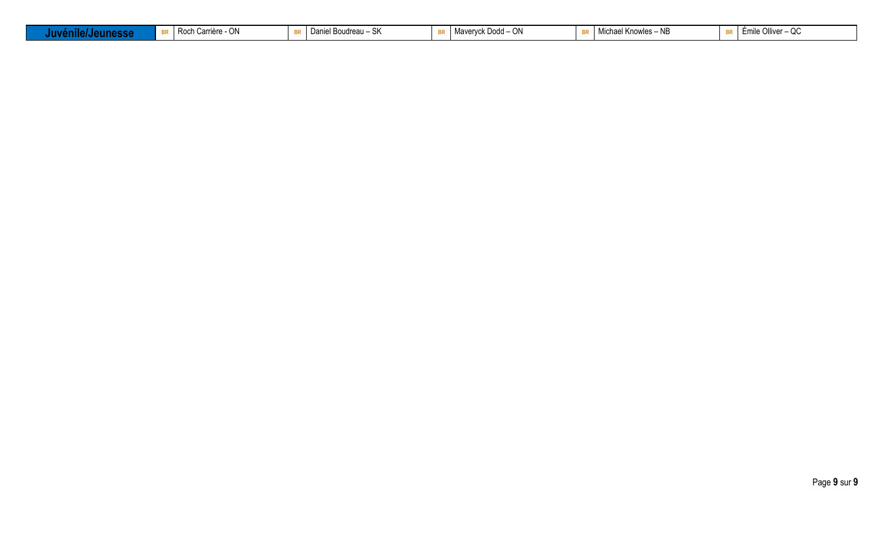| | | | | | | | | | | |
|---|---|---|---|---|---|---|---|---|---|---|
| **Juvénile/Jeunesse** | BR | Roch Carrière - ON | BR | Daniel Boudreau – SK | BR | Maveryck Dodd – ON | BR | Michael Knowles – NB | BR | Émile Olliver – QC |